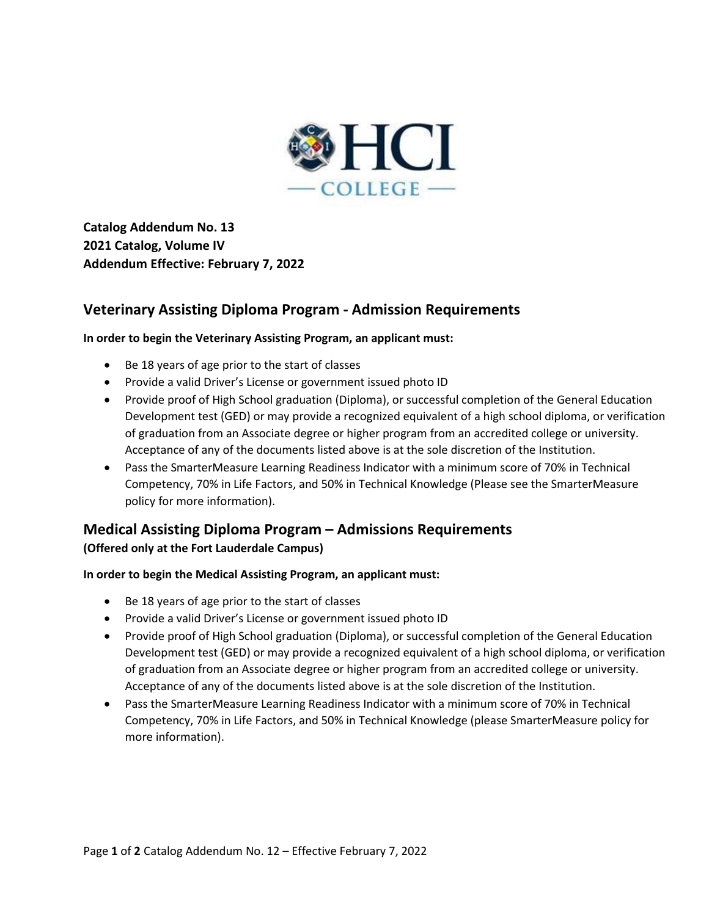**Catalog Addendum No. 13**
**2021 Catalog, Volume IV**
**Addendum Effective: February 7, 2022**

## Veterinary Assisting Diploma Program - Admission Requirements

**In order to begin the Veterinary Assisting Program, an applicant must:**

- Be 18 years of age prior to the start of classes
- Provide a valid Driver's License or government issued photo ID
- Provide proof of High School graduation (Diploma), or successful completion of the General Education Development test (GED) or may provide a recognized equivalent of a high school diploma, or verification of graduation from an Associate degree or higher program from an accredited college or university. Acceptance of any of the documents listed above is at the sole discretion of the Institution.
- Pass the SmarterMeasure Learning Readiness Indicator with a minimum score of 70% in Technical Competency, 70% in Life Factors, and 50% in Technical Knowledge (Please see the SmarterMeasure policy for more information).

## Medical Assisting Diploma Program – Admissions Requirements
**(Offered only at the Fort Lauderdale Campus)**

**In order to begin the Medical Assisting Program, an applicant must:**

- Be 18 years of age prior to the start of classes
- Provide a valid Driver's License or government issued photo ID
- Provide proof of High School graduation (Diploma), or successful completion of the General Education Development test (GED) or may provide a recognized equivalent of a high school diploma, or verification of graduation from an Associate degree or higher program from an accredited college or university. Acceptance of any of the documents listed above is at the sole discretion of the Institution.
- Pass the SmarterMeasure Learning Readiness Indicator with a minimum score of 70% in Technical Competency, 70% in Life Factors, and 50% in Technical Knowledge (please SmarterMeasure policy for more information).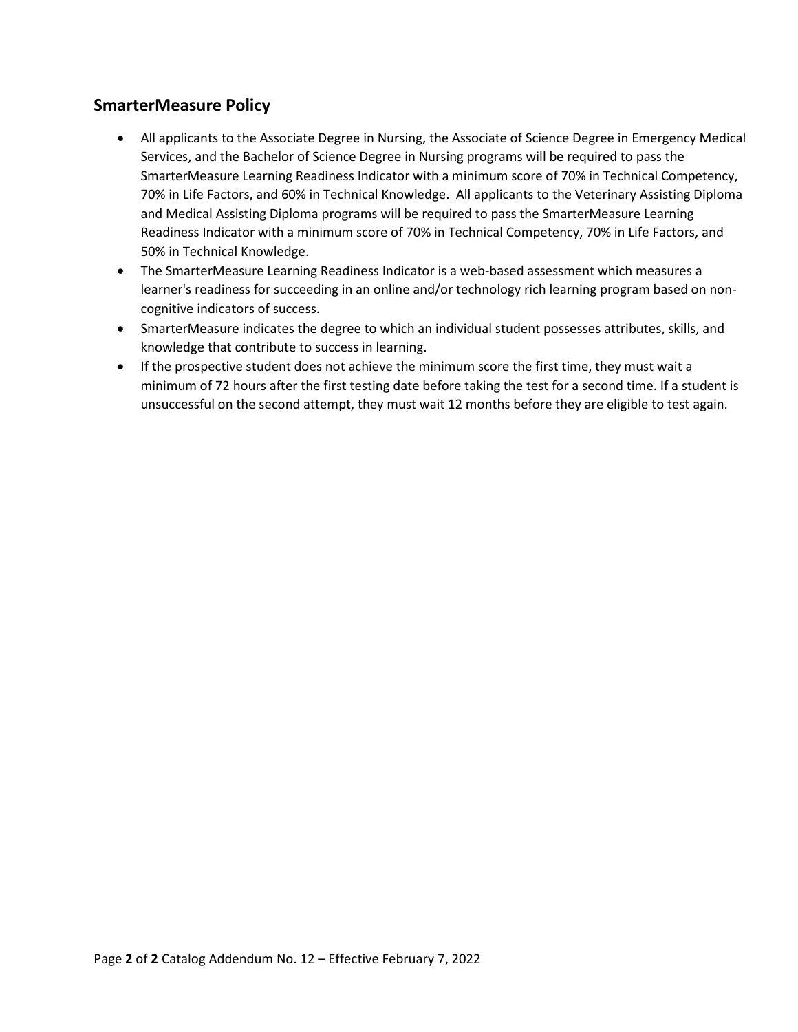## SmarterMeasure Policy

- All applicants to the Associate Degree in Nursing, the Associate of Science Degree in Emergency Medical Services, and the Bachelor of Science Degree in Nursing programs will be required to pass the SmarterMeasure Learning Readiness Indicator with a minimum score of 70% in Technical Competency, 70% in Life Factors, and 60% in Technical Knowledge. All applicants to the Veterinary Assisting Diploma and Medical Assisting Diploma programs will be required to pass the SmarterMeasure Learning Readiness Indicator with a minimum score of 70% in Technical Competency, 70% in Life Factors, and 50% in Technical Knowledge.
- The SmarterMeasure Learning Readiness Indicator is a web-based assessment which measures a learner's readiness for succeeding in an online and/or technology rich learning program based on non-cognitive indicators of success.
- SmarterMeasure indicates the degree to which an individual student possesses attributes, skills, and knowledge that contribute to success in learning.
- If the prospective student does not achieve the minimum score the first time, they must wait a minimum of 72 hours after the first testing date before taking the test for a second time. If a student is unsuccessful on the second attempt, they must wait 12 months before they are eligible to test again.